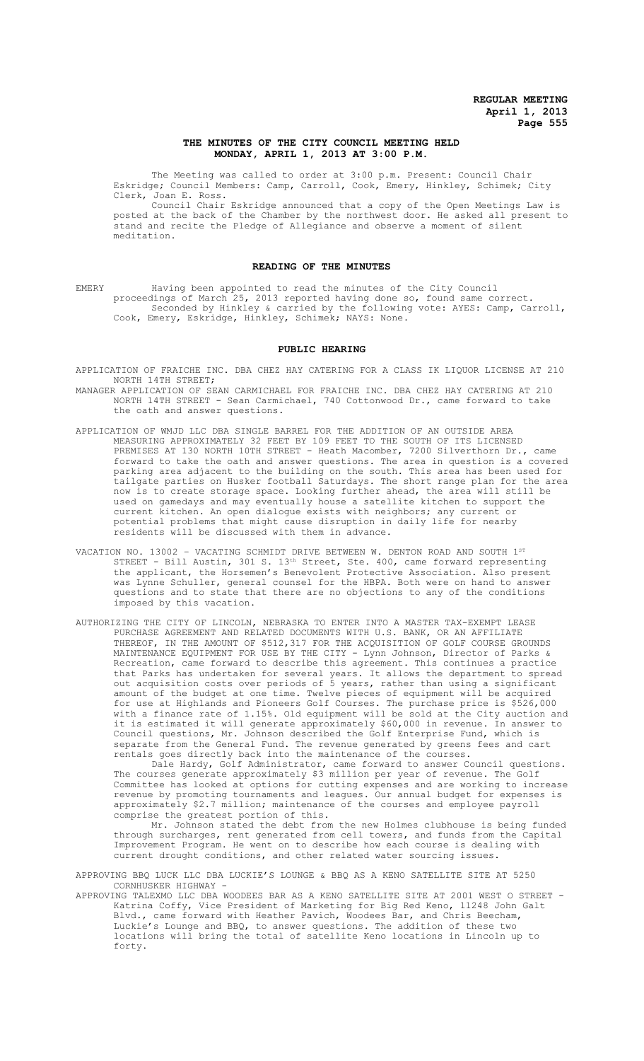# THE MINUTES OF THE CITY COUNCIL MEETING HELD MONDAY, APRIL 1, 2013 AT 3:00 P.M.

The Meeting was called to order at 3:00 p.m. Present: Council Chair Eskridge; Council Members: Camp, Carroll, Cook, Emery, Hinkley, Schimek; City Clerk, Joan E. Ross.

Council Chair Eskridge announced that a copy of the Open Meetings Law is posted at the back of the Chamber by the northwest door. He asked all present to stand and recite the Pledge of Allegiance and observe a moment of silent meditation.

## READING OF THE MINUTES

EMERY Having been appointed to read the minutes of the City Council proceedings of March 25, 2013 reported having done so, found same correct.

Seconded by Hinkley & carried by the following vote: AYES: Camp, Carroll, Cook, Emery, Eskridge, Hinkley, Schimek; NAYS: None.

## PUBLIC HEARING

APPLICATION OF FRAICHE INC. DBA CHEZ HAY CATERING FOR A CLASS IK LIQUOR LICENSE AT 210 NORTH 14TH STREET;

MANAGER APPLICATION OF SEAN CARMICHAEL FOR FRAICHE INC. DBA CHEZ HAY CATERING AT 210 NORTH 14TH STREET - Sean Carmichael, 740 Cottonwood Dr., came forward to take the oath and answer questions.

APPLICATION OF WMJD LLC DBA SINGLE BARREL FOR THE ADDITION OF AN OUTSIDE AREA MEASURING APPROXIMATELY 32 FEET BY 109 FEET TO THE SOUTH OF ITS LICENSED PREMISES AT 130 NORTH 10TH STREET - Heath Macomber, 7200 Silverthorn Dr., came forward to take the oath and answer questions. The area in question is a covered parking area adjacent to the building on the south. This area has been used for tailgate parties on Husker football Saturdays. The short range plan for the area now is to create storage space. Looking further ahead, the area will still be used on gamedays and may eventually house a satellite kitchen to support the current kitchen. An open dialogue exists with neighbors; any current or potential problems that might cause disruption in daily life for nearby residents will be discussed with them in advance.

VACATION NO. 13002 – VACATING SCHMIDT DRIVE BETWEEN W. DENTON ROAD AND SOUTH 1ST STREET - Bill Austin, 301 S. 13th Street, Ste. 400, came forward representing the applicant, the Horsemen's Benevolent Protective Association. Also present was Lynne Schuller, general counsel for the HBPA. Both were on hand to answer questions and to state that there are no objections to any of the conditions imposed by this vacation.

AUTHORIZING THE CITY OF LINCOLN, NEBRASKA TO ENTER INTO A MASTER TAX-EXEMPT LEASE PURCHASE AGREEMENT AND RELATED DOCUMENTS WITH U.S. BANK, OR AN AFFILIATE THEREOF, IN THE AMOUNT OF $512,317 FOR THE ACQUISITION OF GOLF COURSE GROUNDS MAINTENANCE EQUIPMENT FOR USE BY THE CITY - Lynn Johnson, Director of Parks & Recreation, came forward to describe this agreement. This continues a practice that Parks has undertaken for several years. It allows the department to spread out acquisition costs over periods of 5 years, rather than using a significant amount of the budget at one time. Twelve pieces of equipment will be acquired for use at Highlands and Pioneers Golf Courses. The purchase price is $526,000 with a finance rate of 1.15%. Old equipment will be sold at the City auction and it is estimated it will generate approximately $60,000 in revenue. In answer to Council questions, Mr. Johnson described the Golf Enterprise Fund, which is separate from the General Fund. The revenue generated by greens fees and cart rentals goes directly back into the maintenance of the courses.

Dale Hardy, Golf Administrator, came forward to answer Council questions. The courses generate approximately $3 million per year of revenue. The Golf Committee has looked at options for cutting expenses and are working to increase revenue by promoting tournaments and leagues. Our annual budget for expenses is approximately $2.7 million; maintenance of the courses and employee payroll comprise the greatest portion of this.

Mr. Johnson stated the debt from the new Holmes clubhouse is being funded through surcharges, rent generated from cell towers, and funds from the Capital Improvement Program. He went on to describe how each course is dealing with current drought conditions, and other related water sourcing issues.

APPROVING BBQ LUCK LLC DBA LUCKIE'S LOUNGE & BBQ AS A KENO SATELLITE SITE AT 5250 CORNHUSKER HIGHWAY -

APPROVING TALEXMO LLC DBA WOODEES BAR AS A KENO SATELLITE SITE AT 2001 WEST O STREET - Katrina Coffy, Vice President of Marketing for Big Red Keno, 11248 John Galt Blvd., came forward with Heather Pavich, Woodees Bar, and Chris Beecham, Luckie's Lounge and BBQ, to answer questions. The addition of these two locations will bring the total of satellite Keno locations in Lincoln up to forty.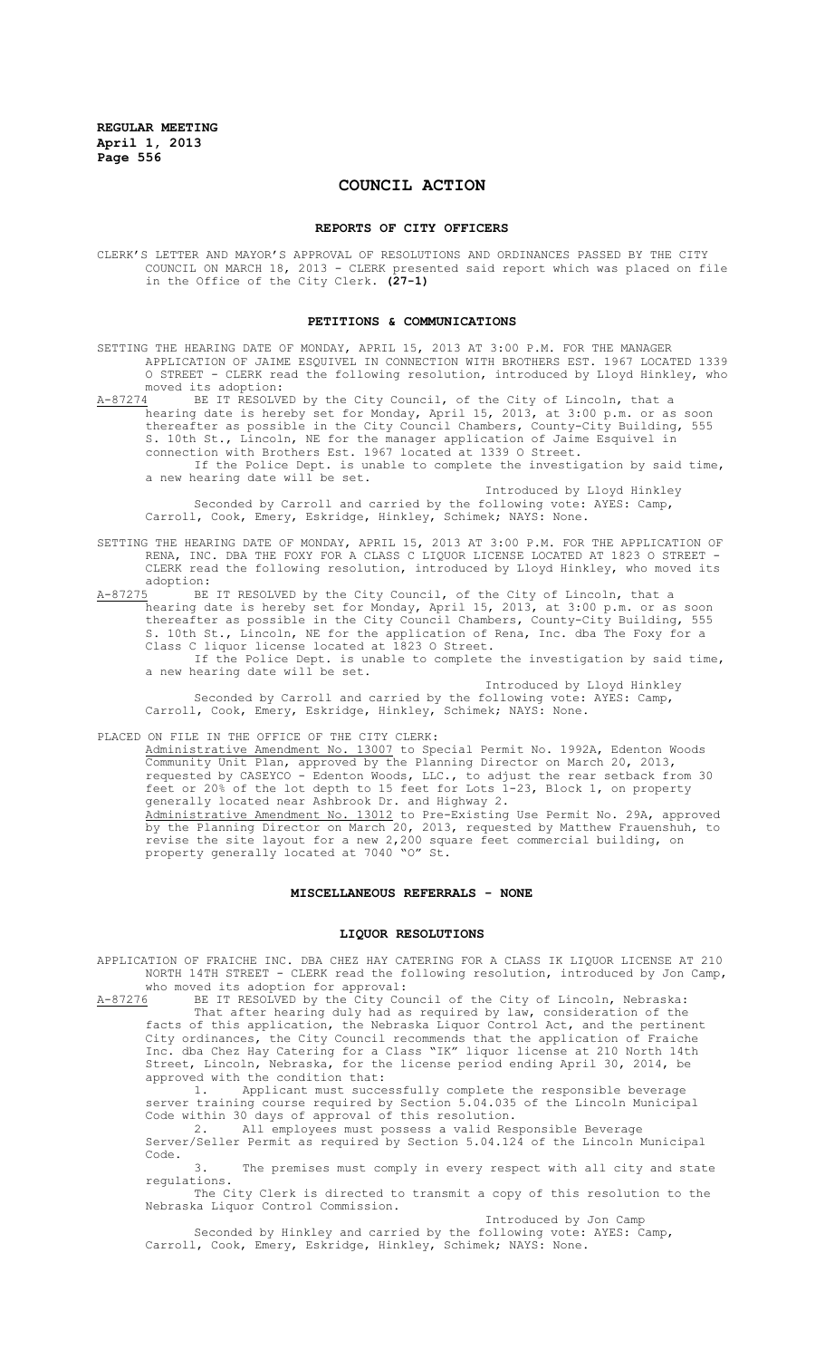# COUNCIL ACTION

## REPORTS OF CITY OFFICERS

CLERK'S LETTER AND MAYOR'S APPROVAL OF RESOLUTIONS AND ORDINANCES PASSED BY THE CITY COUNCIL ON MARCH 18, 2013 - CLERK presented said report which was placed on file in the Office of the City Clerk. **(27-1)**

## PETITIONS & COMMUNICATIONS

SETTING THE HEARING DATE OF MONDAY, APRIL 15, 2013 AT 3:00 P.M. FOR THE MANAGER APPLICATION OF JAIME ESQUIVEL IN CONNECTION WITH BROTHERS EST. 1967 LOCATED 1339 O STREET - CLERK read the following resolution, introduced by Lloyd Hinkley, who moved its adoption:

A-87274 BE IT RESOLVED by the City Council, of the City of Lincoln, that a hearing date is hereby set for Monday, April 15, 2013, at 3:00 p.m. or as soon thereafter as possible in the City Council Chambers, County-City Building, 555 S. 10th St., Lincoln, NE for the manager application of Jaime Esquivel in connection with Brothers Est. 1967 located at 1339 O Street.

If the Police Dept. is unable to complete the investigation by said time, a new hearing date will be set.

Introduced by Lloyd Hinkley

Seconded by Carroll and carried by the following vote: AYES: Camp, Carroll, Cook, Emery, Eskridge, Hinkley, Schimek; NAYS: None.

SETTING THE HEARING DATE OF MONDAY, APRIL 15, 2013 AT 3:00 P.M. FOR THE APPLICATION OF RENA, INC. DBA THE FOXY FOR A CLASS C LIQUOR LICENSE LOCATED AT 1823 O STREET - CLERK read the following resolution, introduced by Lloyd Hinkley, who moved its adoption:

A-87275 BE IT RESOLVED by the City Council, of the City of Lincoln, that a hearing date is hereby set for Monday, April 15, 2013, at 3:00 p.m. or as soon thereafter as possible in the City Council Chambers, County-City Building, 555 S. 10th St., Lincoln, NE for the application of Rena, Inc. dba The Foxy for a Class C liquor license located at 1823 O Street.

If the Police Dept. is unable to complete the investigation by said time, a new hearing date will be set.

Introduced by Lloyd Hinkley

Seconded by Carroll and carried by the following vote: AYES: Camp, Carroll, Cook, Emery, Eskridge, Hinkley, Schimek; NAYS: None.

PLACED ON FILE IN THE OFFICE OF THE CITY CLERK:

Administrative Amendment No. 13007 to Special Permit No. 1992A, Edenton Woods Community Unit Plan, approved by the Planning Director on March 20, 2013, requested by CASEYCO - Edenton Woods, LLC., to adjust the rear setback from 30 feet or 20% of the lot depth to 15 feet for Lots 1-23, Block 1, on property generally located near Ashbrook Dr. and Highway 2.

Administrative Amendment No. 13012 to Pre-Existing Use Permit No. 29A, approved by the Planning Director on March 20, 2013, requested by Matthew Frauenshuh, to revise the site layout for a new 2,200 square feet commercial building, on property generally located at 7040 "O" St.

## MISCELLANEOUS REFERRALS - NONE

## LIQUOR RESOLUTIONS

APPLICATION OF FRAICHE INC. DBA CHEZ HAY CATERING FOR A CLASS IK LIQUOR LICENSE AT 210 NORTH 14TH STREET - CLERK read the following resolution, introduced by Jon Camp, who moved its adoption for approval:

A-87276 BE IT RESOLVED by the City Council of the City of Lincoln, Nebraska:

That after hearing duly had as required by law, consideration of the facts of this application, the Nebraska Liquor Control Act, and the pertinent City ordinances, the City Council recommends that the application of Fraiche Inc. dba Chez Hay Catering for a Class "IK" liquor license at 210 North 14th Street, Lincoln, Nebraska, for the license period ending April 30, 2014, be approved with the condition that:

1. Applicant must successfully complete the responsible beverage server training course required by Section 5.04.035 of the Lincoln Municipal Code within 30 days of approval of this resolution.
2. All employees must possess a valid Responsible Beverage Server/Seller Permit as required by Section 5.04.124 of the Lincoln Municipal Code.
3. The premises must comply in every respect with all city and state regulations.

The City Clerk is directed to transmit a copy of this resolution to the Nebraska Liquor Control Commission.

Introduced by Jon Camp

Seconded by Hinkley and carried by the following vote: AYES: Camp, Carroll, Cook, Emery, Eskridge, Hinkley, Schimek; NAYS: None.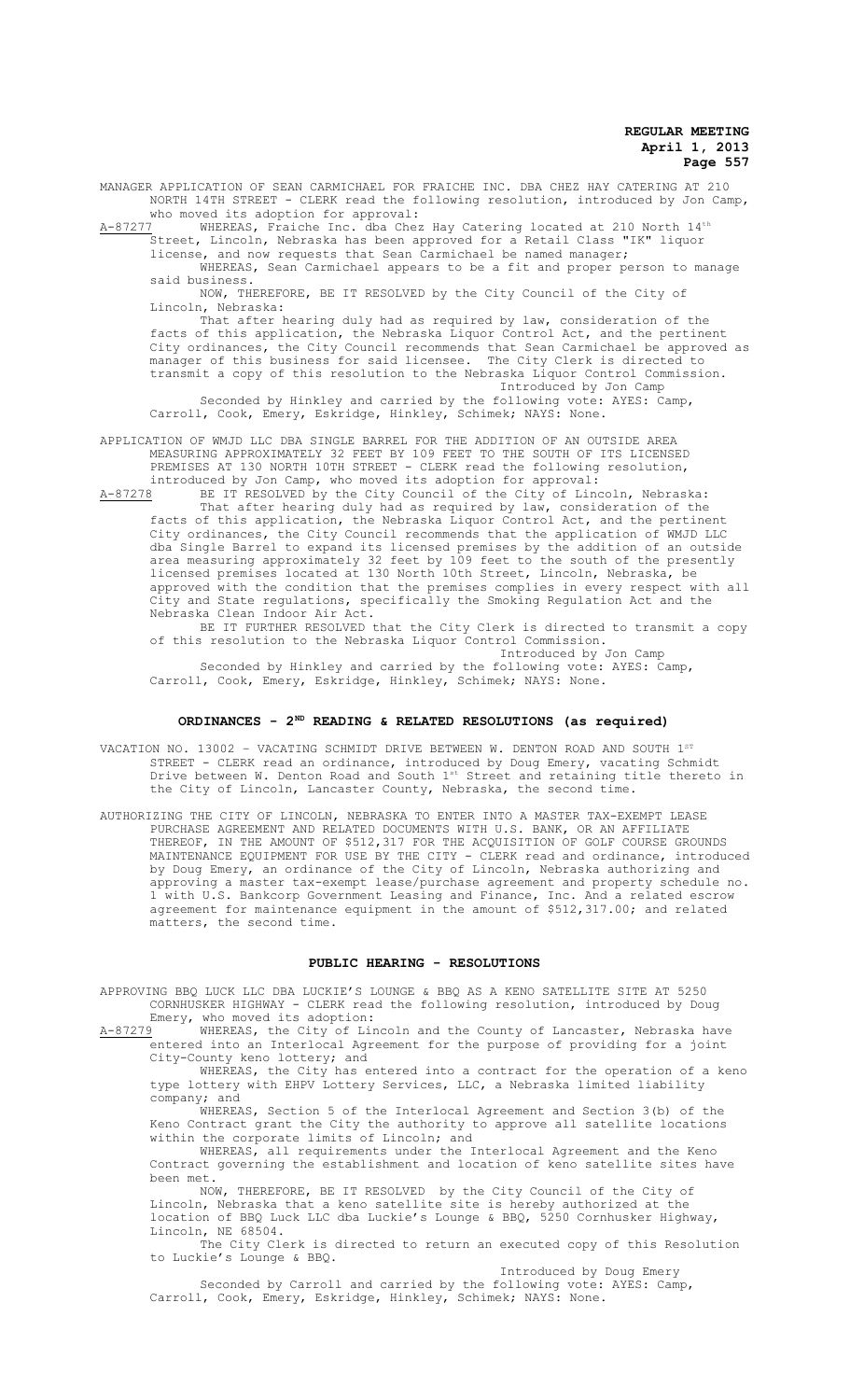MANAGER APPLICATION OF SEAN CARMICHAEL FOR FRAICHE INC. DBA CHEZ HAY CATERING AT 210 NORTH 14TH STREET - CLERK read the following resolution, introduced by Jon Camp, who moved its adoption for approval:

A-87277 WHEREAS, Fraiche Inc. dba Chez Hay Catering located at 210 North 14th Street, Lincoln, Nebraska has been approved for a Retail Class "IK" liquor license, and now requests that Sean Carmichael be named manager;

WHEREAS, Sean Carmichael appears to be a fit and proper person to manage said business.

NOW, THEREFORE, BE IT RESOLVED by the City Council of the City of Lincoln, Nebraska:

That after hearing duly had as required by law, consideration of the facts of this application, the Nebraska Liquor Control Act, and the pertinent City ordinances, the City Council recommends that Sean Carmichael be approved as manager of this business for said licensee. The City Clerk is directed to transmit a copy of this resolution to the Nebraska Liquor Control Commission.

Introduced by Jon Camp

Seconded by Hinkley and carried by the following vote: AYES: Camp, Carroll, Cook, Emery, Eskridge, Hinkley, Schimek; NAYS: None.

APPLICATION OF WMJD LLC DBA SINGLE BARREL FOR THE ADDITION OF AN OUTSIDE AREA MEASURING APPROXIMATELY 32 FEET BY 109 FEET TO THE SOUTH OF ITS LICENSED PREMISES AT 130 NORTH 10TH STREET - CLERK read the following resolution, introduced by Jon Camp, who moved its adoption for approval:

A-87278 BE IT RESOLVED by the City Council of the City of Lincoln, Nebraska:

That after hearing duly had as required by law, consideration of the facts of this application, the Nebraska Liquor Control Act, and the pertinent City ordinances, the City Council recommends that the application of WMJD LLC dba Single Barrel to expand its licensed premises by the addition of an outside area measuring approximately 32 feet by 109 feet to the south of the presently licensed premises located at 130 North 10th Street, Lincoln, Nebraska, be approved with the condition that the premises complies in every respect with all City and State regulations, specifically the Smoking Regulation Act and the Nebraska Clean Indoor Air Act.

BE IT FURTHER RESOLVED that the City Clerk is directed to transmit a copy of this resolution to the Nebraska Liquor Control Commission.

Introduced by Jon Camp

Seconded by Hinkley and carried by the following vote: AYES: Camp, Carroll, Cook, Emery, Eskridge, Hinkley, Schimek; NAYS: None.

## ORDINANCES - 2ND READING & RELATED RESOLUTIONS (as required)

VACATION NO. 13002 – VACATING SCHMIDT DRIVE BETWEEN W. DENTON ROAD AND SOUTH 1ST STREET - CLERK read an ordinance, introduced by Doug Emery, vacating Schmidt Drive between W. Denton Road and South 1st Street and retaining title thereto in the City of Lincoln, Lancaster County, Nebraska, the second time.

AUTHORIZING THE CITY OF LINCOLN, NEBRASKA TO ENTER INTO A MASTER TAX-EXEMPT LEASE PURCHASE AGREEMENT AND RELATED DOCUMENTS WITH U.S. BANK, OR AN AFFILIATE THEREOF, IN THE AMOUNT OF $512,317 FOR THE ACQUISITION OF GOLF COURSE GROUNDS MAINTENANCE EQUIPMENT FOR USE BY THE CITY - CLERK read and ordinance, introduced by Doug Emery, an ordinance of the City of Lincoln, Nebraska authorizing and approving a master tax-exempt lease/purchase agreement and property schedule no. 1 with U.S. Bankcorp Government Leasing and Finance, Inc. And a related escrow agreement for maintenance equipment in the amount of $512,317.00; and related matters, the second time.

## PUBLIC HEARING - RESOLUTIONS

APPROVING BBQ LUCK LLC DBA LUCKIE'S LOUNGE & BBQ AS A KENO SATELLITE SITE AT 5250 CORNHUSKER HIGHWAY - CLERK read the following resolution, introduced by Doug Emery, who moved its adoption:

A-87279 WHEREAS, the City of Lincoln and the County of Lancaster, Nebraska have entered into an Interlocal Agreement for the purpose of providing for a joint City-County keno lottery; and

WHEREAS, the City has entered into a contract for the operation of a keno type lottery with EHPV Lottery Services, LLC, a Nebraska limited liability company; and

WHEREAS, Section 5 of the Interlocal Agreement and Section 3(b) of the Keno Contract grant the City the authority to approve all satellite locations within the corporate limits of Lincoln; and

WHEREAS, all requirements under the Interlocal Agreement and the Keno Contract governing the establishment and location of keno satellite sites have been met.

NOW, THEREFORE, BE IT RESOLVED by the City Council of the City of Lincoln, Nebraska that a keno satellite site is hereby authorized at the location of BBQ Luck LLC dba Luckie's Lounge & BBQ, 5250 Cornhusker Highway, Lincoln, NE 68504.

The City Clerk is directed to return an executed copy of this Resolution to Luckie's Lounge & BBQ.

Introduced by Doug Emery

Seconded by Carroll and carried by the following vote: AYES: Camp, Carroll, Cook, Emery, Eskridge, Hinkley, Schimek; NAYS: None.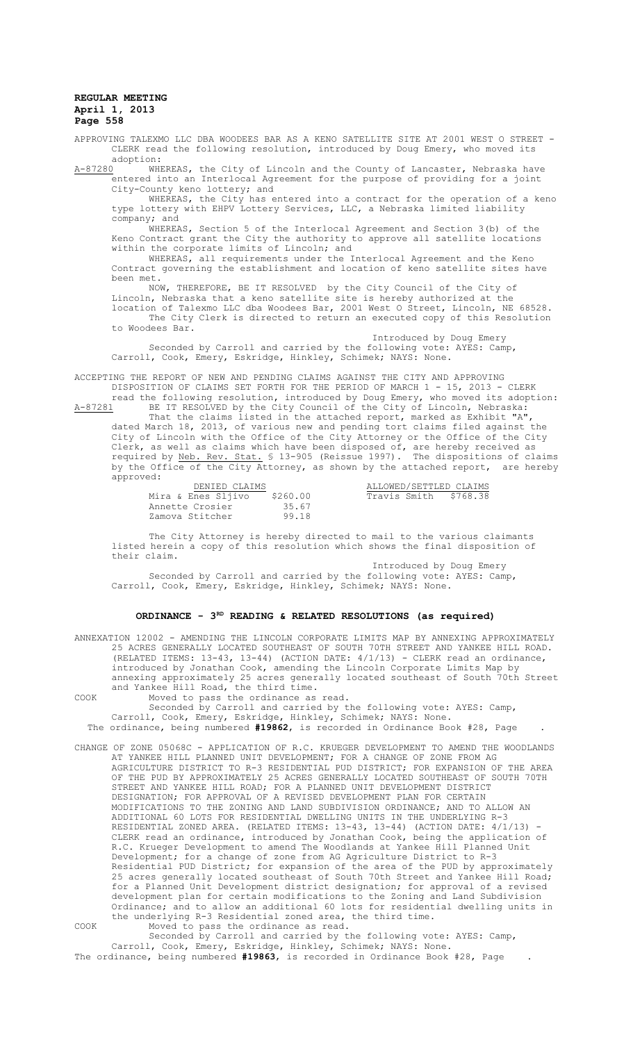APPROVING TALEXMO LLC DBA WOODEES BAR AS A KENO SATELLITE SITE AT 2001 WEST O STREET - CLERK read the following resolution, introduced by Doug Emery, who moved its adoption:

A-87280 WHEREAS, the City of Lincoln and the County of Lancaster, Nebraska have entered into an Interlocal Agreement for the purpose of providing for a joint City-County keno lottery; and

WHEREAS, the City has entered into a contract for the operation of a keno type lottery with EHPV Lottery Services, LLC, a Nebraska limited liability company; and

WHEREAS, Section 5 of the Interlocal Agreement and Section 3(b) of the Keno Contract grant the City the authority to approve all satellite locations within the corporate limits of Lincoln; and

WHEREAS, all requirements under the Interlocal Agreement and the Keno Contract governing the establishment and location of keno satellite sites have been met.

NOW, THEREFORE, BE IT RESOLVED by the City Council of the City of Lincoln, Nebraska that a keno satellite site is hereby authorized at the location of Talexmo LLC dba Woodees Bar, 2001 West O Street, Lincoln, NE 68528.

The City Clerk is directed to return an executed copy of this Resolution to Woodees Bar.

Introduced by Doug Emery

Seconded by Carroll and carried by the following vote: AYES: Camp, Carroll, Cook, Emery, Eskridge, Hinkley, Schimek; NAYS: None.

ACCEPTING THE REPORT OF NEW AND PENDING CLAIMS AGAINST THE CITY AND APPROVING DISPOSITION OF CLAIMS SET FORTH FOR THE PERIOD OF MARCH 1 - 15, 2013 - CLERK read the following resolution, introduced by Doug Emery, who moved its adoption:

A-87281 BE IT RESOLVED by the City Council of the City of Lincoln, Nebraska:

That the claims listed in the attached report, marked as Exhibit "A", dated March 18, 2013, of various new and pending tort claims filed against the City of Lincoln with the Office of the City Attorney or the Office of the City Clerk, as well as claims which have been disposed of, are hereby received as required by Neb. Rev. Stat. § 13-905 (Reissue 1997). The dispositions of claims by the Office of the City Attorney, as shown by the attached report, are hereby approved:

| DENIED CLAIMS | | ALLOWED/SETTLED CLAIMS | |
|---|---|---|---|
| Mira & Enes Sljivo | $260.00 | Travis Smith | $768.38 |
| Annette Crosier | 35.67 | | |
| Zamova Stitcher | 99.18 | | |

The City Attorney is hereby directed to mail to the various claimants listed herein a copy of this resolution which shows the final disposition of their claim.

Introduced by Doug Emery

Seconded by Carroll and carried by the following vote: AYES: Camp, Carroll, Cook, Emery, Eskridge, Hinkley, Schimek; NAYS: None.

## ORDINANCE - 3[RD] READING & RELATED RESOLUTIONS (as required)

ANNEXATION 12002 - AMENDING THE LINCOLN CORPORATE LIMITS MAP BY ANNEXING APPROXIMATELY 25 ACRES GENERALLY LOCATED SOUTHEAST OF SOUTH 70TH STREET AND YANKEE HILL ROAD. (RELATED ITEMS: 13-43, 13-44) (ACTION DATE: 4/1/13) - CLERK read an ordinance, introduced by Jonathan Cook, amending the Lincoln Corporate Limits Map by annexing approximately 25 acres generally located southeast of South 70th Street and Yankee Hill Road, the third time.

COOK Moved to pass the ordinance as read.

Seconded by Carroll and carried by the following vote: AYES: Camp, Carroll, Cook, Emery, Eskridge, Hinkley, Schimek; NAYS: None.

The ordinance, being numbered **#19862**, is recorded in Ordinance Book #28, Page .

CHANGE OF ZONE 05068C - APPLICATION OF R.C. KRUEGER DEVELOPMENT TO AMEND THE WOODLANDS AT YANKEE HILL PLANNED UNIT DEVELOPMENT; FOR A CHANGE OF ZONE FROM AG AGRICULTURE DISTRICT TO R-3 RESIDENTIAL PUD DISTRICT; FOR EXPANSION OF THE AREA OF THE PUD BY APPROXIMATELY 25 ACRES GENERALLY LOCATED SOUTHEAST OF SOUTH 70TH STREET AND YANKEE HILL ROAD; FOR A PLANNED UNIT DEVELOPMENT DISTRICT DESIGNATION; FOR APPROVAL OF A REVISED DEVELOPMENT PLAN FOR CERTAIN MODIFICATIONS TO THE ZONING AND LAND SUBDIVISION ORDINANCE; AND TO ALLOW AN ADDITIONAL 60 LOTS FOR RESIDENTIAL DWELLING UNITS IN THE UNDERLYING R-3 RESIDENTIAL ZONED AREA. (RELATED ITEMS: 13-43, 13-44) (ACTION DATE: 4/1/13) - CLERK read an ordinance, introduced by Jonathan Cook, being the application of R.C. Krueger Development to amend The Woodlands at Yankee Hill Planned Unit Development; for a change of zone from AG Agriculture District to R-3 Residential PUD District; for expansion of the area of the PUD by approximately 25 acres generally located southeast of South 70th Street and Yankee Hill Road; for a Planned Unit Development district designation; for approval of a revised development plan for certain modifications to the Zoning and Land Subdivision Ordinance; and to allow an additional 60 lots for residential dwelling units in the underlying R-3 Residential zoned area, the third time.

COOK Moved to pass the ordinance as read.

Seconded by Carroll and carried by the following vote: AYES: Camp, Carroll, Cook, Emery, Eskridge, Hinkley, Schimek; NAYS: None.

The ordinance, being numbered **#19863**, is recorded in Ordinance Book #28, Page .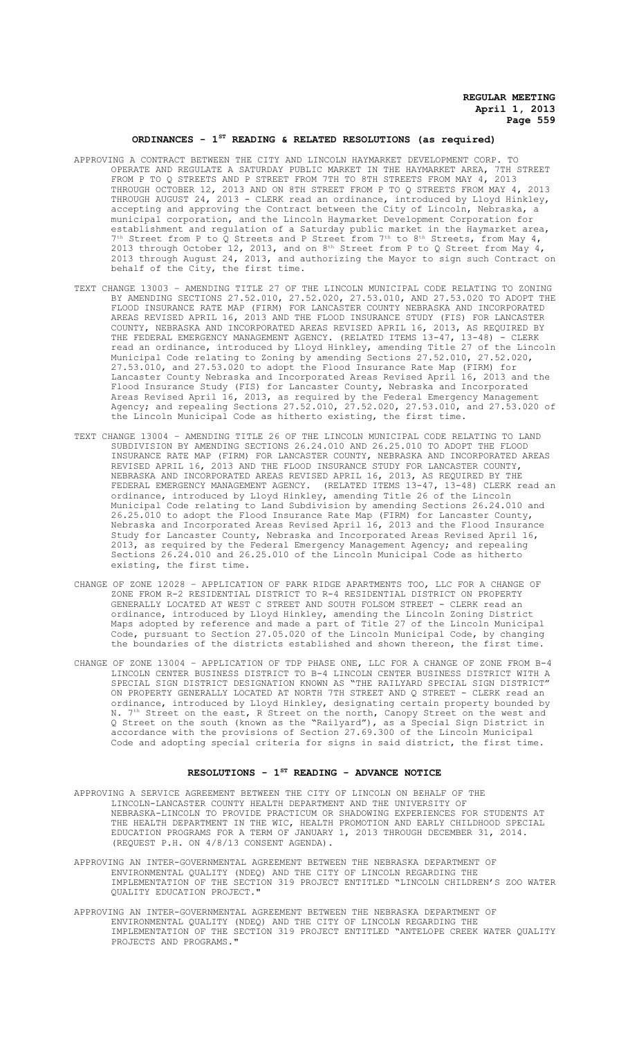## ORDINANCES - 1ST READING & RELATED RESOLUTIONS (as required)

APPROVING A CONTRACT BETWEEN THE CITY AND LINCOLN HAYMARKET DEVELOPMENT CORP. TO OPERATE AND REGULATE A SATURDAY PUBLIC MARKET IN THE HAYMARKET AREA, 7TH STREET FROM P TO Q STREETS AND P STREET FROM 7TH TO 8TH STREETS FROM MAY 4, 2013 THROUGH OCTOBER 12, 2013 AND ON 8TH STREET FROM P TO Q STREETS FROM MAY 4, 2013 THROUGH AUGUST 24, 2013 - CLERK read an ordinance, introduced by Lloyd Hinkley, accepting and approving the Contract between the City of Lincoln, Nebraska, a municipal corporation, and the Lincoln Haymarket Development Corporation for establishment and regulation of a Saturday public market in the Haymarket area, 7th Street from P to Q Streets and P Street from 7th to 8th Streets, from May 4, 2013 through October 12, 2013, and on 8th Street from P to Q Street from May 4, 2013 through August 24, 2013, and authorizing the Mayor to sign such Contract on behalf of the City, the first time.

TEXT CHANGE 13003 – AMENDING TITLE 27 OF THE LINCOLN MUNICIPAL CODE RELATING TO ZONING BY AMENDING SECTIONS 27.52.010, 27.52.020, 27.53.010, AND 27.53.020 TO ADOPT THE FLOOD INSURANCE RATE MAP (FIRM) FOR LANCASTER COUNTY NEBRASKA AND INCORPORATED AREAS REVISED APRIL 16, 2013 AND THE FLOOD INSURANCE STUDY (FIS) FOR LANCASTER COUNTY, NEBRASKA AND INCORPORATED AREAS REVISED APRIL 16, 2013, AS REQUIRED BY THE FEDERAL EMERGENCY MANAGEMENT AGENCY. (RELATED ITEMS 13-47, 13-48) - CLERK read an ordinance, introduced by Lloyd Hinkley, amending Title 27 of the Lincoln Municipal Code relating to Zoning by amending Sections 27.52.010, 27.52.020, 27.53.010, and 27.53.020 to adopt the Flood Insurance Rate Map (FIRM) for Lancaster County Nebraska and Incorporated Areas Revised April 16, 2013 and the Flood Insurance Study (FIS) for Lancaster County, Nebraska and Incorporated Areas Revised April 16, 2013, as required by the Federal Emergency Management Agency; and repealing Sections 27.52.010, 27.52.020, 27.53.010, and 27.53.020 of the Lincoln Municipal Code as hitherto existing, the first time.

TEXT CHANGE 13004 – AMENDING TITLE 26 OF THE LINCOLN MUNICIPAL CODE RELATING TO LAND SUBDIVISION BY AMENDING SECTIONS 26.24.010 AND 26.25.010 TO ADOPT THE FLOOD INSURANCE RATE MAP (FIRM) FOR LANCASTER COUNTY, NEBRASKA AND INCORPORATED AREAS REVISED APRIL 16, 2013 AND THE FLOOD INSURANCE STUDY FOR LANCASTER COUNTY, NEBRASKA AND INCORPORATED AREAS REVISED APRIL 16, 2013, AS REQUIRED BY THE FEDERAL EMERGENCY MANAGEMENT AGENCY. (RELATED ITEMS 13-47, 13-48) CLERK read an ordinance, introduced by Lloyd Hinkley, amending Title 26 of the Lincoln Municipal Code relating to Land Subdivision by amending Sections 26.24.010 and 26.25.010 to adopt the Flood Insurance Rate Map (FIRM) for Lancaster County, Nebraska and Incorporated Areas Revised April 16, 2013 and the Flood Insurance Study for Lancaster County, Nebraska and Incorporated Areas Revised April 16, 2013, as required by the Federal Emergency Management Agency; and repealing Sections 26.24.010 and 26.25.010 of the Lincoln Municipal Code as hitherto existing, the first time.

CHANGE OF ZONE 12028 – APPLICATION OF PARK RIDGE APARTMENTS TOO, LLC FOR A CHANGE OF ZONE FROM R-2 RESIDENTIAL DISTRICT TO R-4 RESIDENTIAL DISTRICT ON PROPERTY GENERALLY LOCATED AT WEST C STREET AND SOUTH FOLSOM STREET - CLERK read an ordinance, introduced by Lloyd Hinkley, amending the Lincoln Zoning District Maps adopted by reference and made a part of Title 27 of the Lincoln Municipal Code, pursuant to Section 27.05.020 of the Lincoln Municipal Code, by changing the boundaries of the districts established and shown thereon, the first time.

CHANGE OF ZONE 13004 – APPLICATION OF TDP PHASE ONE, LLC FOR A CHANGE OF ZONE FROM B-4 LINCOLN CENTER BUSINESS DISTRICT TO B-4 LINCOLN CENTER BUSINESS DISTRICT WITH A SPECIAL SIGN DISTRICT DESIGNATION KNOWN AS "THE RAILYARD SPECIAL SIGN DISTRICT" ON PROPERTY GENERALLY LOCATED AT NORTH 7TH STREET AND Q STREET - CLERK read an ordinance, introduced by Lloyd Hinkley, designating certain property bounded by N. 7th Street on the east, R Street on the north, Canopy Street on the west and Q Street on the south (known as the "Railyard"), as a Special Sign District in accordance with the provisions of Section 27.69.300 of the Lincoln Municipal Code and adopting special criteria for signs in said district, the first time.

## RESOLUTIONS - 1ST READING - ADVANCE NOTICE

APPROVING A SERVICE AGREEMENT BETWEEN THE CITY OF LINCOLN ON BEHALF OF THE LINCOLN-LANCASTER COUNTY HEALTH DEPARTMENT AND THE UNIVERSITY OF NEBRASKA-LINCOLN TO PROVIDE PRACTICUM OR SHADOWING EXPERIENCES FOR STUDENTS AT THE HEALTH DEPARTMENT IN THE WIC, HEALTH PROMOTION AND EARLY CHILDHOOD SPECIAL EDUCATION PROGRAMS FOR A TERM OF JANUARY 1, 2013 THROUGH DECEMBER 31, 2014. (REQUEST P.H. ON 4/8/13 CONSENT AGENDA).

APPROVING AN INTER-GOVERNMENTAL AGREEMENT BETWEEN THE NEBRASKA DEPARTMENT OF ENVIRONMENTAL QUALITY (NDEQ) AND THE CITY OF LINCOLN REGARDING THE IMPLEMENTATION OF THE SECTION 319 PROJECT ENTITLED "LINCOLN CHILDREN'S ZOO WATER QUALITY EDUCATION PROJECT."

APPROVING AN INTER-GOVERNMENTAL AGREEMENT BETWEEN THE NEBRASKA DEPARTMENT OF ENVIRONMENTAL QUALITY (NDEQ) AND THE CITY OF LINCOLN REGARDING THE IMPLEMENTATION OF THE SECTION 319 PROJECT ENTITLED "ANTELOPE CREEK WATER QUALITY PROJECTS AND PROGRAMS."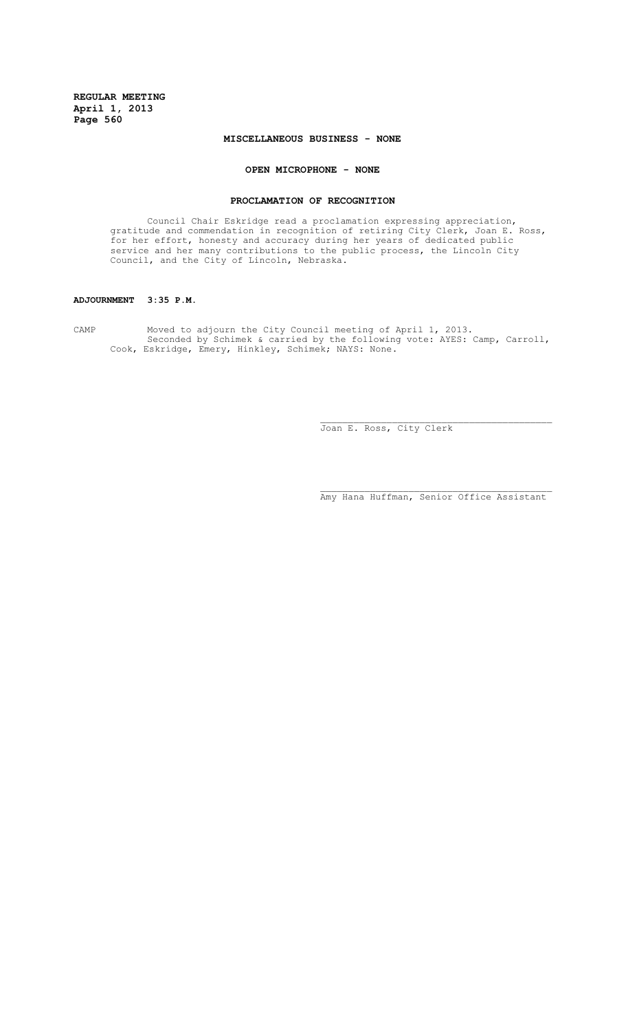**MISCELLANEOUS BUSINESS - NONE**

**OPEN MICROPHONE - NONE**

**PROCLAMATION OF RECOGNITION**

Council Chair Eskridge read a proclamation expressing appreciation, gratitude and commendation in recognition of retiring City Clerk, Joan E. Ross, for her effort, honesty and accuracy during her years of dedicated public service and her many contributions to the public process, the Lincoln City Council, and the City of Lincoln, Nebraska.

**ADJOURNMENT 3:35 P.M.**

CAMP Moved to adjourn the City Council meeting of April 1, 2013.
Seconded by Schimek & carried by the following vote: AYES: Camp, Carroll, Cook, Eskridge, Emery, Hinkley, Schimek; NAYS: None.

\_\_\_\_\_\_\_\_\_\_\_\_\_\_\_\_\_\_\_\_\_\_\_\_\_\_\_\_\_\_\_\_\_\_\_\_\_\_\_\_
Joan E. Ross, City Clerk

\_\_\_\_\_\_\_\_\_\_\_\_\_\_\_\_\_\_\_\_\_\_\_\_\_\_\_\_\_\_\_\_\_\_\_\_\_\_\_\_
Amy Hana Huffman, Senior Office Assistant